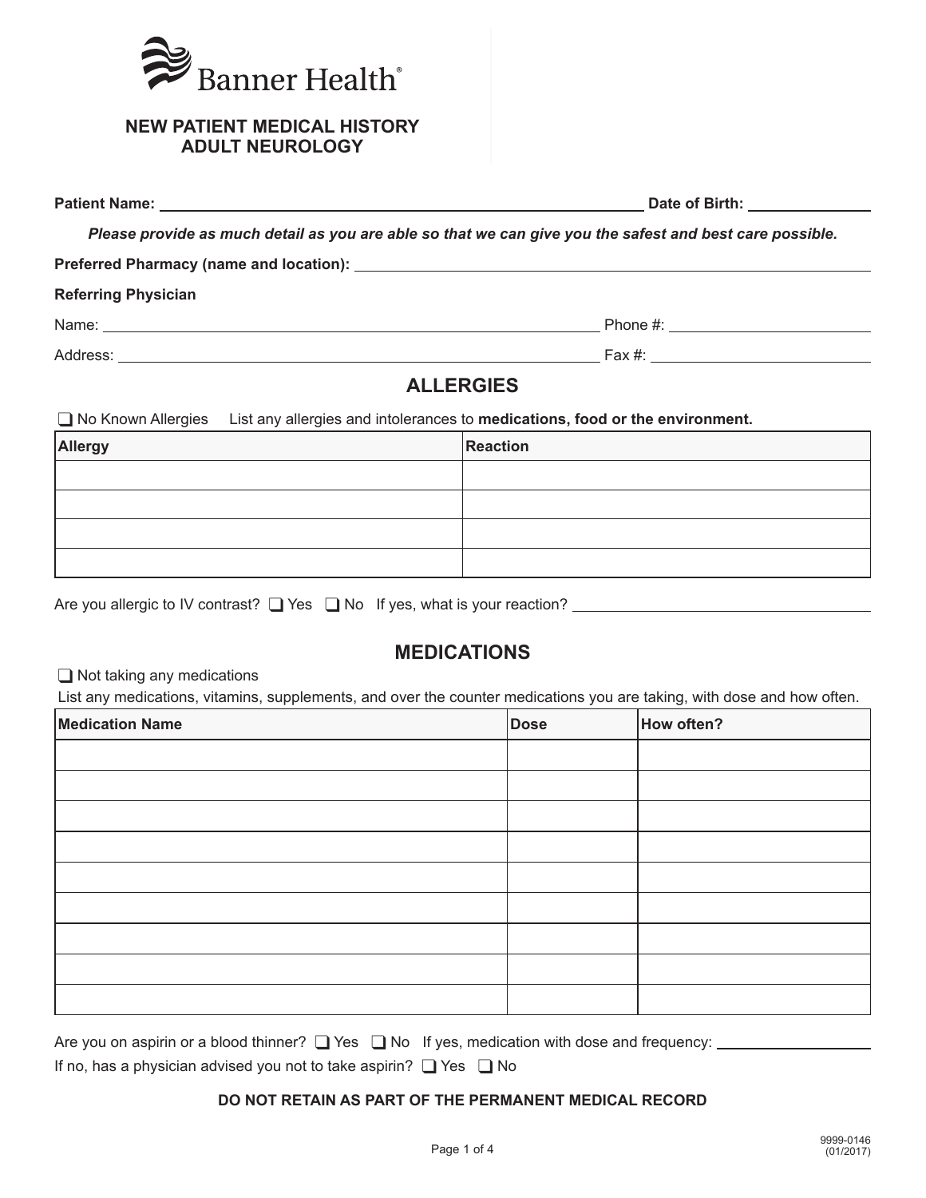Banner Health

# NEW PATIENT MEDICAL HISTORY
# ADULT NEUROLOGY

**Patient Name:** ______________________ **Date of Birth:** ____________

***Please provide as much detail as you are able so that we can give you the safest and best care possible.***

**Preferred Pharmacy (name and location):** ______________________

**Referring Physician**

Name: ______________________ Phone #: ____________

Address: ______________________ Fax #: ____________

## ALLERGIES

❑ No Known Allergies   List any allergies and intolerances to **medications, food or the environment.**

| Allergy | Reaction |
|---|---|
| | |
| | |
| | |
| | |

Are you allergic to IV contrast? ❑ Yes ❑ No If yes, what is your reaction? ____________

## MEDICATIONS

❑ Not taking any medications

List any medications, vitamins, supplements, and over the counter medications you are taking, with dose and how often.

| Medication Name | Dose | How often? |
|---|---|---|
| | | |
| | | |
| | | |
| | | |
| | | |
| | | |
| | | |
| | | |
| | | |

Are you on aspirin or a blood thinner? ❑ Yes ❑ No If yes, medication with dose and frequency: ____________

If no, has a physician advised you not to take aspirin? ❑ Yes ❑ No

**DO NOT RETAIN AS PART OF THE PERMANENT MEDICAL RECORD**

9999-0146 (01/2017)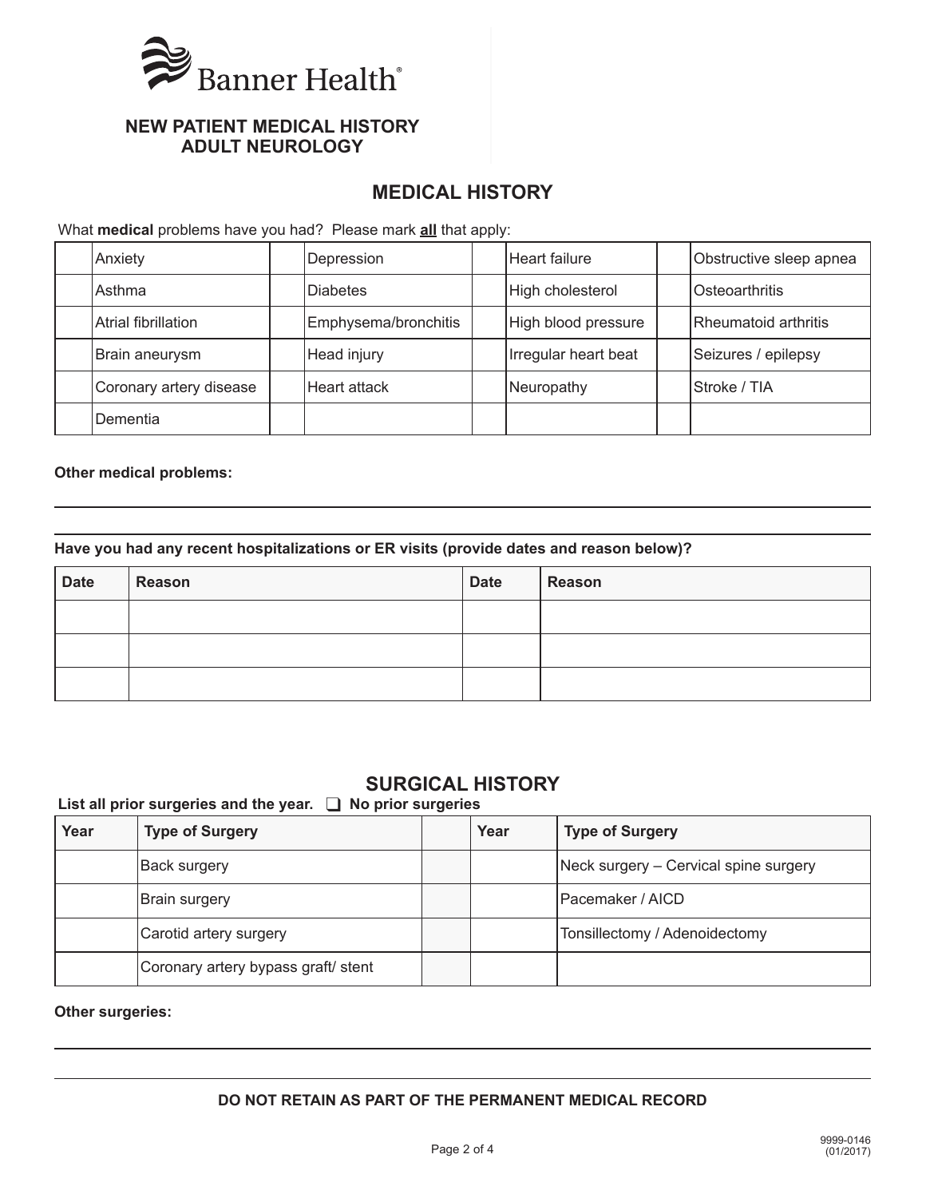Banner Health

**NEW PATIENT MEDICAL HISTORY**
**ADULT NEUROLOGY**

## MEDICAL HISTORY

What **medical** problems have you had? Please mark **all** that apply:

| | | | | | | | |
|---|---|---|---|---|---|---|---|
| | Anxiety | | Depression | | Heart failure | | Obstructive sleep apnea |
| | Asthma | | Diabetes | | High cholesterol | | Osteoarthritis |
| | Atrial fibrillation | | Emphysema/bronchitis | | High blood pressure | | Rheumatoid arthritis |
| | Brain aneurysm | | Head injury | | Irregular heart beat | | Seizures / epilepsy |
| | Coronary artery disease | | Heart attack | | Neuropathy | | Stroke / TIA |
| | Dementia | | | | | | |

**Other medical problems:**

**Have you had any recent hospitalizations or ER visits (provide dates and reason below)?**

| Date | Reason | Date | Reason |
|---|---|---|---|
| | | | |
| | | | |
| | | | |

## SURGICAL HISTORY

**List all prior surgeries and the year. ❑ No prior surgeries**

| Year | Type of Surgery | | Year | Type of Surgery |
|---|---|---|---|---|
| | Back surgery | | | Neck surgery – Cervical spine surgery |
| | Brain surgery | | | Pacemaker / AICD |
| | Carotid artery surgery | | | Tonsillectomy / Adenoidectomy |
| | Coronary artery bypass graft/ stent | | | |

**Other surgeries:**

**DO NOT RETAIN AS PART OF THE PERMANENT MEDICAL RECORD**

9999-0146
(01/2017)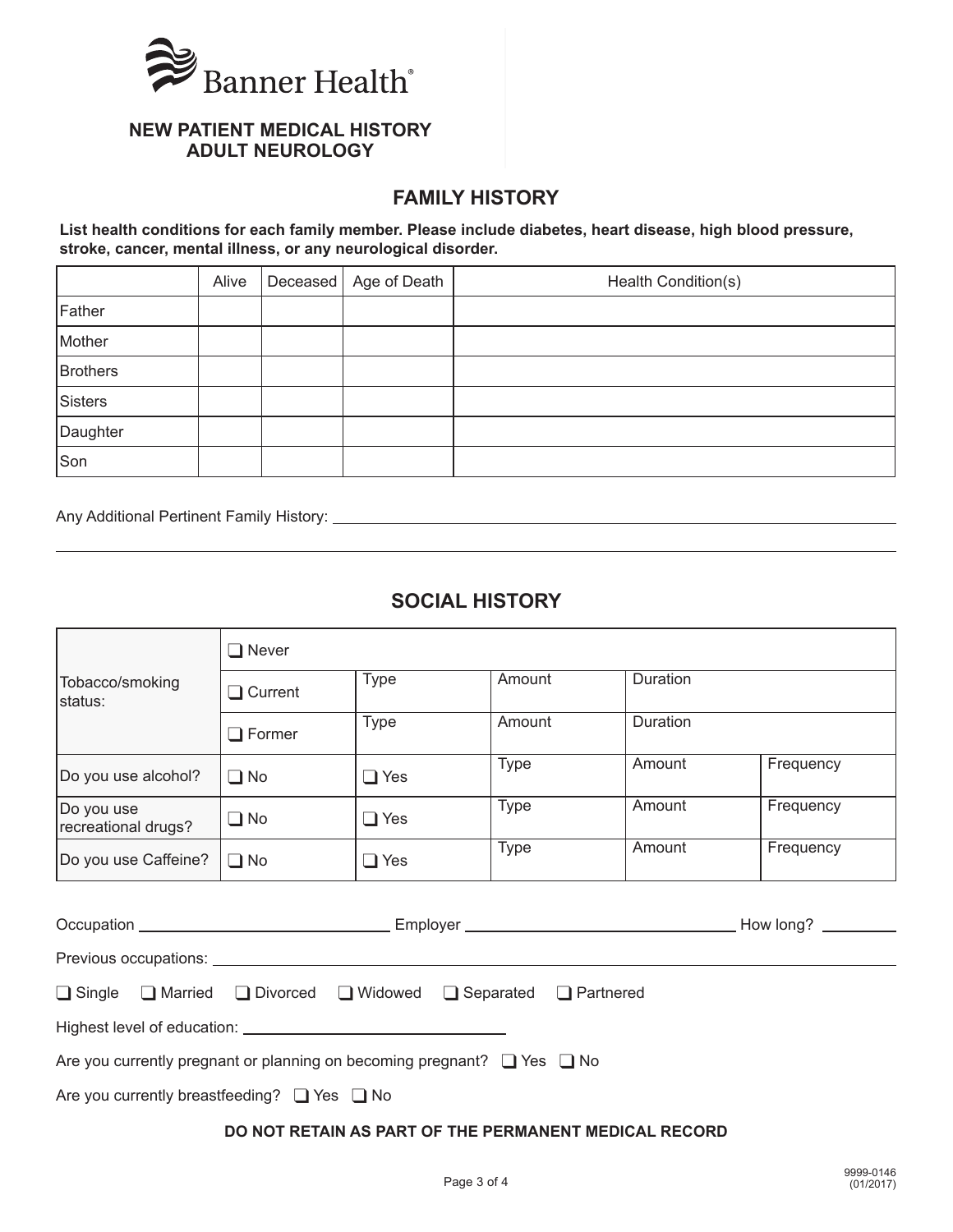Banner Health

**NEW PATIENT MEDICAL HISTORY**
**ADULT NEUROLOGY**

## FAMILY HISTORY

**List health conditions for each family member. Please include diabetes, heart disease, high blood pressure, stroke, cancer, mental illness, or any neurological disorder.**

| | Alive | Deceased | Age of Death | Health Condition(s) |
|---|---|---|---|---|
| Father | | | | |
| Mother | | | | |
| Brothers | | | | |
| Sisters | | | | |
| Daughter | | | | |
| Son | | | | |

Any Additional Pertinent Family History: ______________________________________________

______________________________________________

## SOCIAL HISTORY

| | | | | | |
|---|---|---|---|---|---|
| Tobacco/smoking status: | ❑ Never | | | | |
| | ❑ Current | Type | Amount | Duration | |
| | ❑ Former | Type | Amount | Duration | |
| Do you use alcohol? | ❑ No | ❑ Yes | Type | Amount | Frequency |
| Do you use recreational drugs? | ❑ No | ❑ Yes | Type | Amount | Frequency |
| Do you use Caffeine? | ❑ No | ❑ Yes | Type | Amount | Frequency |

Occupation ______________________ Employer ______________________ How long? __________

Previous occupations: ______________________________________________

❑ Single ❑ Married ❑ Divorced ❑ Widowed ❑ Separated ❑ Partnered

Highest level of education: ______________________

Are you currently pregnant or planning on becoming pregnant? ❑ Yes ❑ No

Are you currently breastfeeding? ❑ Yes ❑ No

**DO NOT RETAIN AS PART OF THE PERMANENT MEDICAL RECORD**

9999-0146 (01/2017)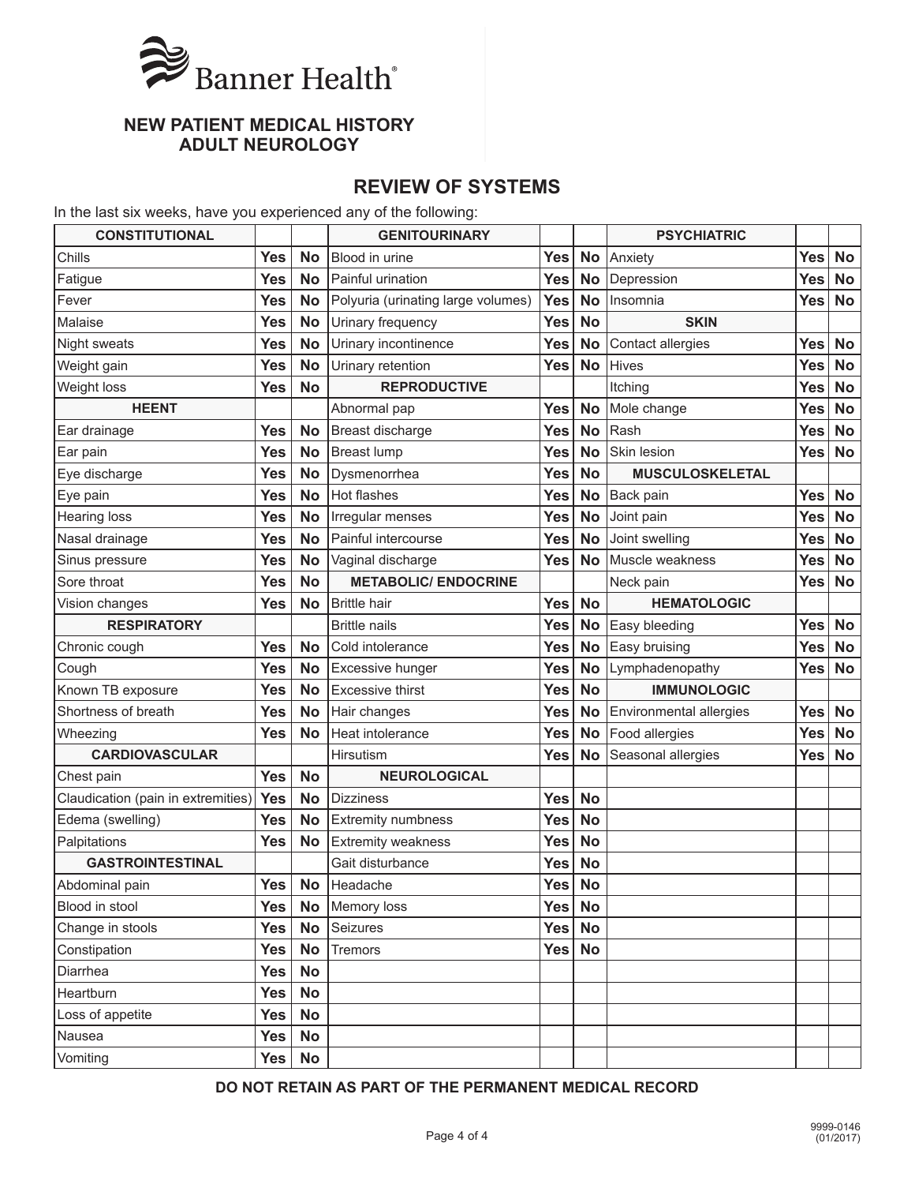Banner Health®

## NEW PATIENT MEDICAL HISTORY
## ADULT NEUROLOGY

# REVIEW OF SYSTEMS

In the last six weeks, have you experienced any of the following:

| CONSTITUTIONAL | | | GENITOURINARY | | | PSYCHIATRIC | | |
|---|---|---|---|---|---|---|---|---|
| Chills | Yes | No | Blood in urine | Yes | No | Anxiety | Yes | No |
| Fatigue | Yes | No | Painful urination | Yes | No | Depression | Yes | No |
| Fever | Yes | No | Polyuria (urinating large volumes) | Yes | No | Insomnia | Yes | No |
| Malaise | Yes | No | Urinary frequency | Yes | No | **SKIN** | | |
| Night sweats | Yes | No | Urinary incontinence | Yes | No | Contact allergies | Yes | No |
| Weight gain | Yes | No | Urinary retention | Yes | No | Hives | Yes | No |
| Weight loss | Yes | No | **REPRODUCTIVE** | | | Itching | Yes | No |
| **HEENT** | | | Abnormal pap | Yes | No | Mole change | Yes | No |
| Ear drainage | Yes | No | Breast discharge | Yes | No | Rash | Yes | No |
| Ear pain | Yes | No | Breast lump | Yes | No | Skin lesion | Yes | No |
| Eye discharge | Yes | No | Dysmenorrhea | Yes | No | **MUSCULOSKELETAL** | | |
| Eye pain | Yes | No | Hot flashes | Yes | No | Back pain | Yes | No |
| Hearing loss | Yes | No | Irregular menses | Yes | No | Joint pain | Yes | No |
| Nasal drainage | Yes | No | Painful intercourse | Yes | No | Joint swelling | Yes | No |
| Sinus pressure | Yes | No | Vaginal discharge | Yes | No | Muscle weakness | Yes | No |
| Sore throat | Yes | No | **METABOLIC/ ENDOCRINE** | | | Neck pain | Yes | No |
| Vision changes | Yes | No | Brittle hair | Yes | No | **HEMATOLOGIC** | | |
| **RESPIRATORY** | | | Brittle nails | Yes | No | Easy bleeding | Yes | No |
| Chronic cough | Yes | No | Cold intolerance | Yes | No | Easy bruising | Yes | No |
| Cough | Yes | No | Excessive hunger | Yes | No | Lymphadenopathy | Yes | No |
| Known TB exposure | Yes | No | Excessive thirst | Yes | No | **IMMUNOLOGIC** | | |
| Shortness of breath | Yes | No | Hair changes | Yes | No | Environmental allergies | Yes | No |
| Wheezing | Yes | No | Heat intolerance | Yes | No | Food allergies | Yes | No |
| **CARDIOVASCULAR** | | | Hirsutism | Yes | No | Seasonal allergies | Yes | No |
| Chest pain | Yes | No | **NEUROLOGICAL** | | | | | |
| Claudication (pain in extremities) | Yes | No | Dizziness | Yes | No | | | |
| Edema (swelling) | Yes | No | Extremity numbness | Yes | No | | | |
| Palpitations | Yes | No | Extremity weakness | Yes | No | | | |
| **GASTROINTESTINAL** | | | Gait disturbance | Yes | No | | | |
| Abdominal pain | Yes | No | Headache | Yes | No | | | |
| Blood in stool | Yes | No | Memory loss | Yes | No | | | |
| Change in stools | Yes | No | Seizures | Yes | No | | | |
| Constipation | Yes | No | Tremors | Yes | No | | | |
| Diarrhea | Yes | No | | | | | | |
| Heartburn | Yes | No | | | | | | |
| Loss of appetite | Yes | No | | | | | | |
| Nausea | Yes | No | | | | | | |
| Vomiting | Yes | No | | | | | | |

**DO NOT RETAIN AS PART OF THE PERMANENT MEDICAL RECORD**

9999-0146
(01/2017)